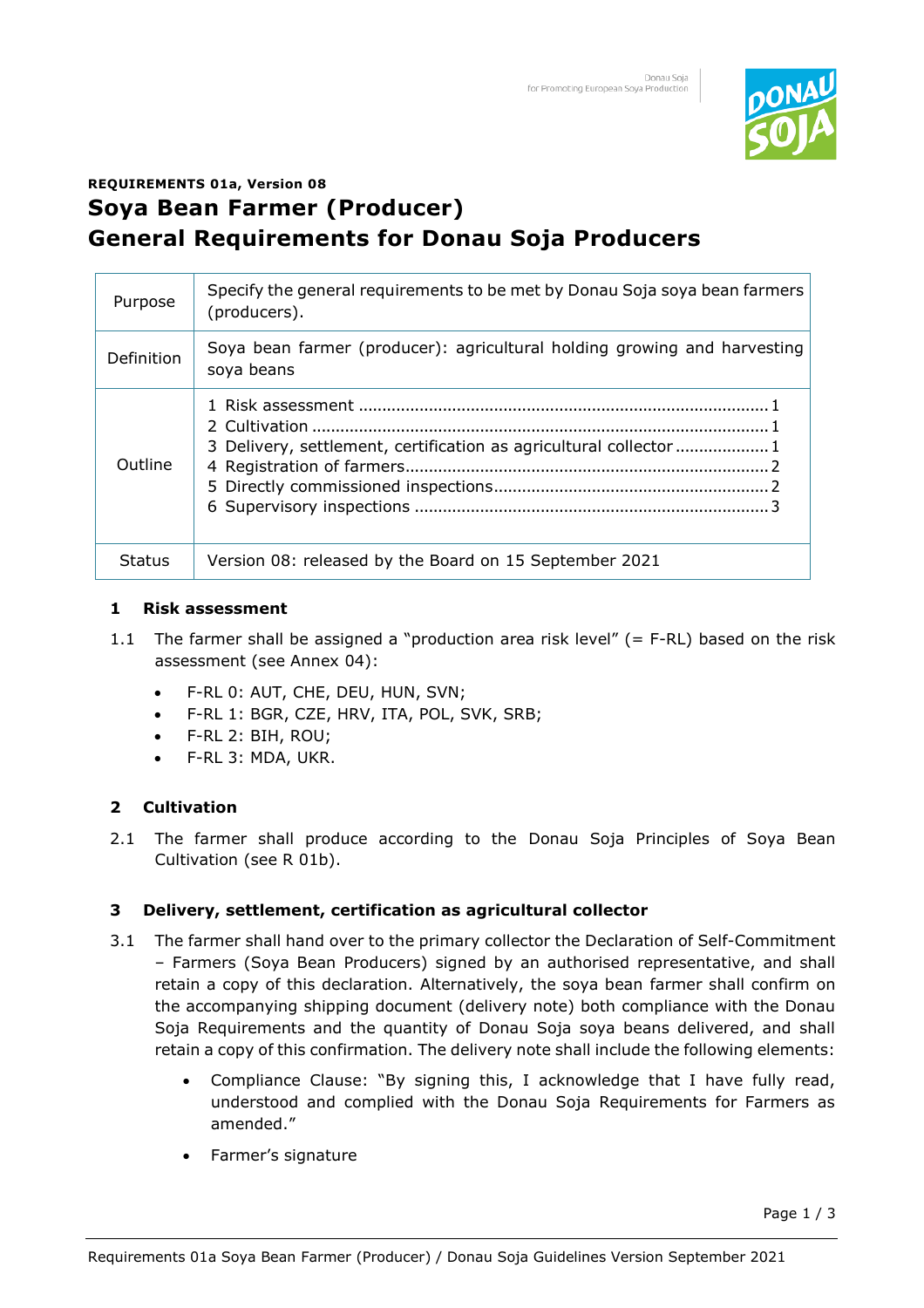**REQUIREMENTS 01a, Version 08**

# Soya Bean Farmer (Producer)
# General Requirements for Donau Soja Producers

| | |
|---|---|
| Purpose | Specify the general requirements to be met by Donau Soja soya bean farmers (producers). |
| Definition | Soya bean farmer (producer): agricultural holding growing and harvesting soya beans |
| Outline | 1 Risk assessment ........ 1<br>2 Cultivation ........ 1<br>3 Delivery, settlement, certification as agricultural collector ........ 1<br>4 Registration of farmers ........ 2<br>5 Directly commissioned inspections ........ 2<br>6 Supervisory inspections ........ 3 |
| Status | Version 08: released by the Board on 15 September 2021 |

## 1 Risk assessment

1.1 The farmer shall be assigned a "production area risk level" (= F-RL) based on the risk assessment (see Annex 04):

- F-RL 0: AUT, CHE, DEU, HUN, SVN;
- F-RL 1: BGR, CZE, HRV, ITA, POL, SVK, SRB;
- F-RL 2: BIH, ROU;
- F-RL 3: MDA, UKR.

## 2 Cultivation

2.1 The farmer shall produce according to the Donau Soja Principles of Soya Bean Cultivation (see R 01b).

## 3 Delivery, settlement, certification as agricultural collector

3.1 The farmer shall hand over to the primary collector the Declaration of Self-Commitment – Farmers (Soya Bean Producers) signed by an authorised representative, and shall retain a copy of this declaration. Alternatively, the soya bean farmer shall confirm on the accompanying shipping document (delivery note) both compliance with the Donau Soja Requirements and the quantity of Donau Soja soya beans delivered, and shall retain a copy of this confirmation. The delivery note shall include the following elements:

- Compliance Clause: "By signing this, I acknowledge that I have fully read, understood and complied with the Donau Soja Requirements for Farmers as amended."
- Farmer's signature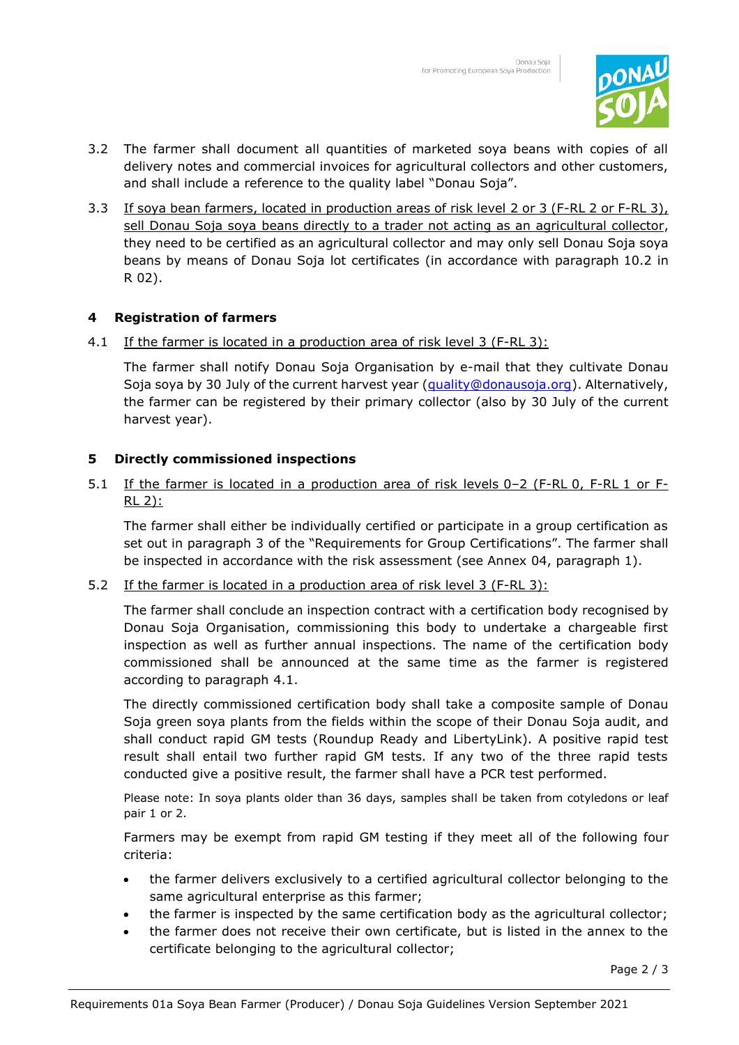3.2 The farmer shall document all quantities of marketed soya beans with copies of all delivery notes and commercial invoices for agricultural collectors and other customers, and shall include a reference to the quality label "Donau Soja".

3.3 If soya bean farmers, located in production areas of risk level 2 or 3 (F-RL 2 or F-RL 3), sell Donau Soja soya beans directly to a trader not acting as an agricultural collector, they need to be certified as an agricultural collector and may only sell Donau Soja soya beans by means of Donau Soja lot certificates (in accordance with paragraph 10.2 in R 02).

## 4 Registration of farmers

4.1 If the farmer is located in a production area of risk level 3 (F-RL 3):

The farmer shall notify Donau Soja Organisation by e-mail that they cultivate Donau Soja soya by 30 July of the current harvest year (quality@donausoja.org). Alternatively, the farmer can be registered by their primary collector (also by 30 July of the current harvest year).

## 5 Directly commissioned inspections

5.1 If the farmer is located in a production area of risk levels 0–2 (F-RL 0, F-RL 1 or F-RL 2):

The farmer shall either be individually certified or participate in a group certification as set out in paragraph 3 of the "Requirements for Group Certifications". The farmer shall be inspected in accordance with the risk assessment (see Annex 04, paragraph 1).

5.2 If the farmer is located in a production area of risk level 3 (F-RL 3):

The farmer shall conclude an inspection contract with a certification body recognised by Donau Soja Organisation, commissioning this body to undertake a chargeable first inspection as well as further annual inspections. The name of the certification body commissioned shall be announced at the same time as the farmer is registered according to paragraph 4.1.

The directly commissioned certification body shall take a composite sample of Donau Soja green soya plants from the fields within the scope of their Donau Soja audit, and shall conduct rapid GM tests (Roundup Ready and LibertyLink). A positive rapid test result shall entail two further rapid GM tests. If any two of the three rapid tests conducted give a positive result, the farmer shall have a PCR test performed.

Please note: In soya plants older than 36 days, samples shall be taken from cotyledons or leaf pair 1 or 2.

Farmers may be exempt from rapid GM testing if they meet all of the following four criteria:

- the farmer delivers exclusively to a certified agricultural collector belonging to the same agricultural enterprise as this farmer;
- the farmer is inspected by the same certification body as the agricultural collector;
- the farmer does not receive their own certificate, but is listed in the annex to the certificate belonging to the agricultural collector;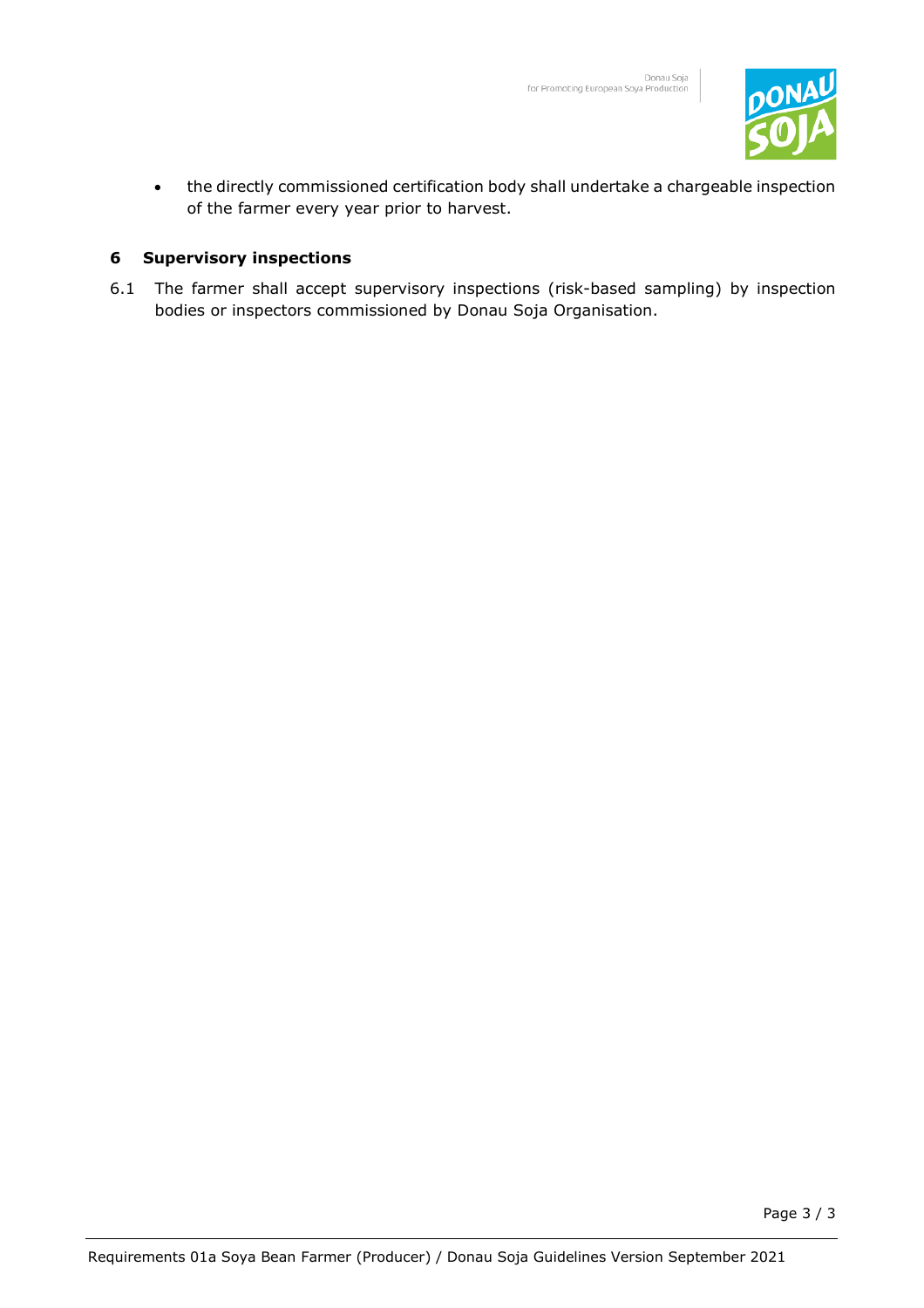- the directly commissioned certification body shall undertake a chargeable inspection of the farmer every year prior to harvest.

## 6 Supervisory inspections

6.1 The farmer shall accept supervisory inspections (risk-based sampling) by inspection bodies or inspectors commissioned by Donau Soja Organisation.